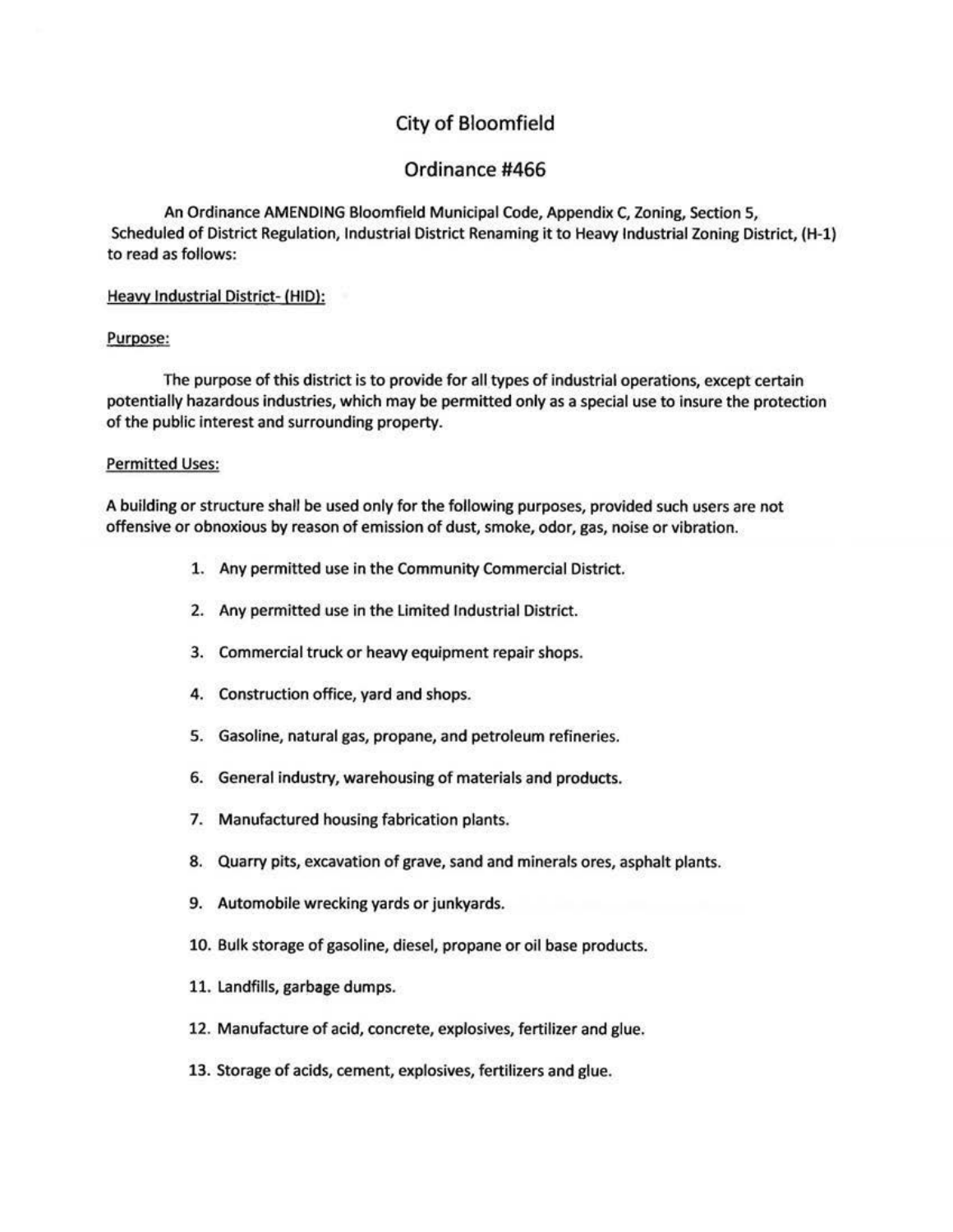# City of Bloomfield

## Ordinance #466

An Ordinance AMENDING Bloomfield Municipal Code, Appendix C, Zoning, Section 5, Scheduled of District Regulation, Industrial District Renaming it to Heavy Industrial Zoning District, (H-1) to read as follows:

<u>Heavy Industrial District- (HID):</u>

<u>Purpose:</u>

The purpose of this district is to provide for all types of industrial operations, except certain potentially hazardous industries, which may be permitted only as a special use to insure the protection of the public interest and surrounding property.

<u>Permitted Uses:</u>

A building or structure shall be used only for the following purposes, provided such users are not offensive or obnoxious by reason of emission of dust, smoke, odor, gas, noise or vibration.

1. Any permitted use in the Community Commercial District.
2. Any permitted use in the Limited Industrial District.
3. Commercial truck or heavy equipment repair shops.
4. Construction office, yard and shops.
5. Gasoline, natural gas, propane, and petroleum refineries.
6. General industry, warehousing of materials and products.
7. Manufactured housing fabrication plants.
8. Quarry pits, excavation of grave, sand and minerals ores, asphalt plants.
9. Automobile wrecking yards or junkyards.
10. Bulk storage of gasoline, diesel, propane or oil base products.
11. Landfills, garbage dumps.
12. Manufacture of acid, concrete, explosives, fertilizer and glue.
13. Storage of acids, cement, explosives, fertilizers and glue.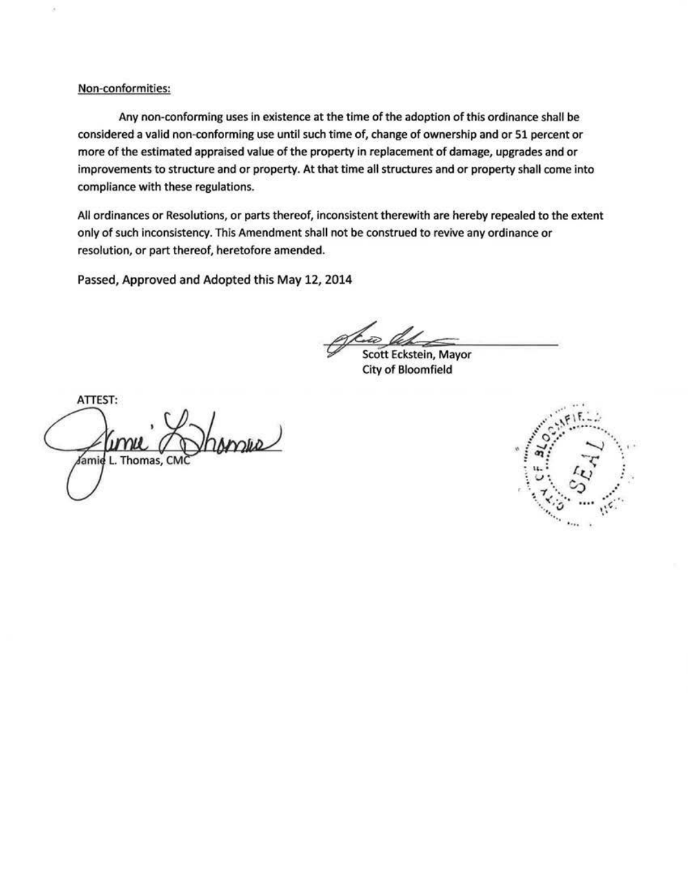Non-conformities:

Any non-conforming uses in existence at the time of the adoption of this ordinance shall be considered a valid non-conforming use until such time of, change of ownership and or 51 percent or more of the estimated appraised value of the property in replacement of damage, upgrades and or improvements to structure and or property. At that time all structures and or property shall come into compliance with these regulations.

All ordinances or Resolutions, or parts thereof, inconsistent therewith are hereby repealed to the extent only of such inconsistency. This Amendment shall not be construed to revive any ordinance or resolution, or part thereof, heretofore amended.

Passed, Approved and Adopted this May 12, 2014

Scott Eckstein, Mayor
City of Bloomfield

ATTEST:

Jamie L. Thomas, CMC

CITY OF BLOOMFIELD SEAL